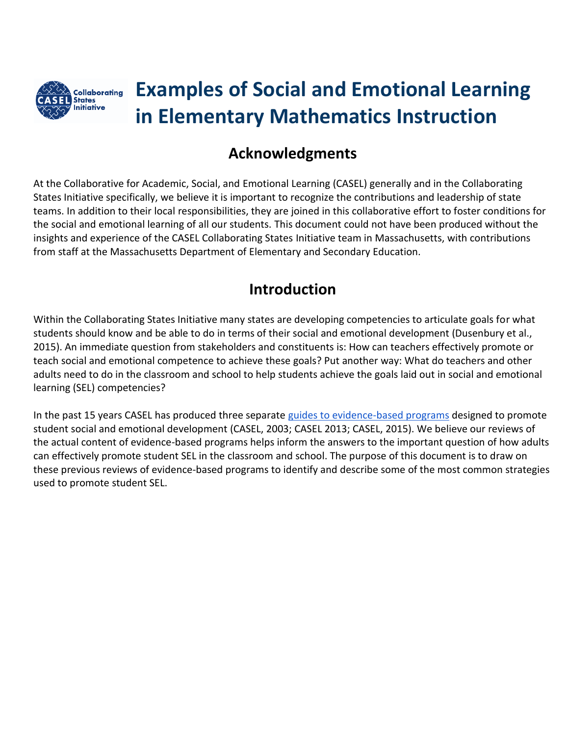# Examples of Social and Emotional Learning in Elementary Mathematics Instruction

## Acknowledgments

At the Collaborative for Academic, Social, and Emotional Learning (CASEL) generally and in the Collaborating States Initiative specifically, we believe it is important to recognize the contributions and leadership of state teams. In addition to their local responsibilities, they are joined in this collaborative effort to foster conditions for the social and emotional learning of all our students. This document could not have been produced without the insights and experience of the CASEL Collaborating States Initiative team in Massachusetts, with contributions from staff at the Massachusetts Department of Elementary and Secondary Education.

## Introduction

Within the Collaborating States Initiative many states are developing competencies to articulate goals for what students should know and be able to do in terms of their social and emotional development (Dusenbury et al., 2015). An immediate question from stakeholders and constituents is: How can teachers effectively promote or teach social and emotional competence to achieve these goals? Put another way: What do teachers and other adults need to do in the classroom and school to help students achieve the goals laid out in social and emotional learning (SEL) competencies?

In the past 15 years CASEL has produced three separate guides to evidence-based programs designed to promote student social and emotional development (CASEL, 2003; CASEL 2013; CASEL, 2015). We believe our reviews of the actual content of evidence-based programs helps inform the answers to the important question of how adults can effectively promote student SEL in the classroom and school. The purpose of this document is to draw on these previous reviews of evidence-based programs to identify and describe some of the most common strategies used to promote student SEL.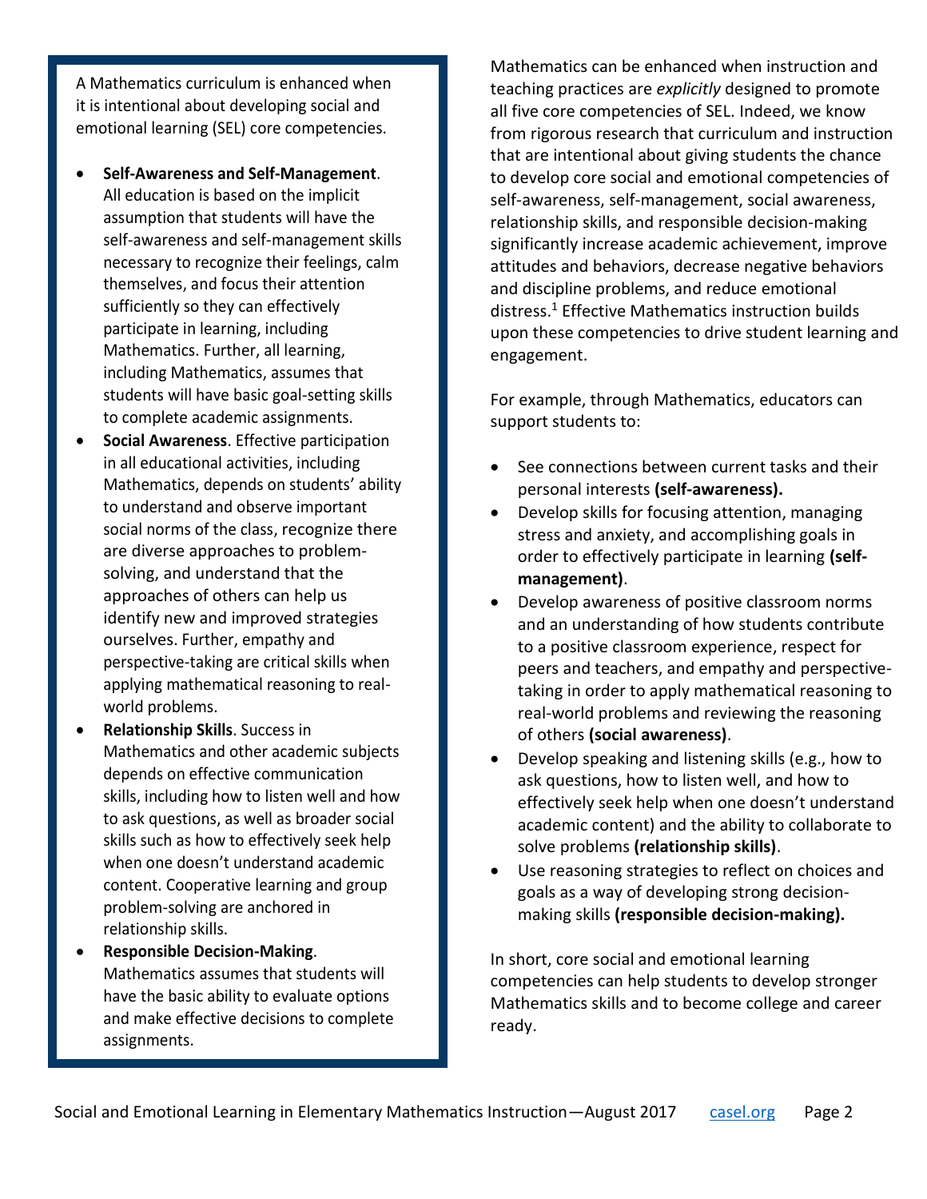A Mathematics curriculum is enhanced when it is intentional about developing social and emotional learning (SEL) core competencies.

- **Self-Awareness and Self-Management**. All education is based on the implicit assumption that students will have the self-awareness and self-management skills necessary to recognize their feelings, calm themselves, and focus their attention sufficiently so they can effectively participate in learning, including Mathematics. Further, all learning, including Mathematics, assumes that students will have basic goal-setting skills to complete academic assignments.
- **Social Awareness**. Effective participation in all educational activities, including Mathematics, depends on students' ability to understand and observe important social norms of the class, recognize there are diverse approaches to problem-solving, and understand that the approaches of others can help us identify new and improved strategies ourselves. Further, empathy and perspective-taking are critical skills when applying mathematical reasoning to real-world problems.
- **Relationship Skills**. Success in Mathematics and other academic subjects depends on effective communication skills, including how to listen well and how to ask questions, as well as broader social skills such as how to effectively seek help when one doesn't understand academic content. Cooperative learning and group problem-solving are anchored in relationship skills.
- **Responsible Decision-Making**. Mathematics assumes that students will have the basic ability to evaluate options and make effective decisions to complete assignments.

Mathematics can be enhanced when instruction and teaching practices are *explicitly* designed to promote all five core competencies of SEL. Indeed, we know from rigorous research that curriculum and instruction that are intentional about giving students the chance to develop core social and emotional competencies of self-awareness, self-management, social awareness, relationship skills, and responsible decision-making significantly increase academic achievement, improve attitudes and behaviors, decrease negative behaviors and discipline problems, and reduce emotional distress.[1] Effective Mathematics instruction builds upon these competencies to drive student learning and engagement.

For example, through Mathematics, educators can support students to:

- See connections between current tasks and their personal interests **(self-awareness).**
- Develop skills for focusing attention, managing stress and anxiety, and accomplishing goals in order to effectively participate in learning **(self-management)**.
- Develop awareness of positive classroom norms and an understanding of how students contribute to a positive classroom experience, respect for peers and teachers, and empathy and perspective-taking in order to apply mathematical reasoning to real-world problems and reviewing the reasoning of others **(social awareness)**.
- Develop speaking and listening skills (e.g., how to ask questions, how to listen well, and how to effectively seek help when one doesn't understand academic content) and the ability to collaborate to solve problems **(relationship skills)**.
- Use reasoning strategies to reflect on choices and goals as a way of developing strong decision-making skills **(responsible decision-making).**

In short, core social and emotional learning competencies can help students to develop stronger Mathematics skills and to become college and career ready.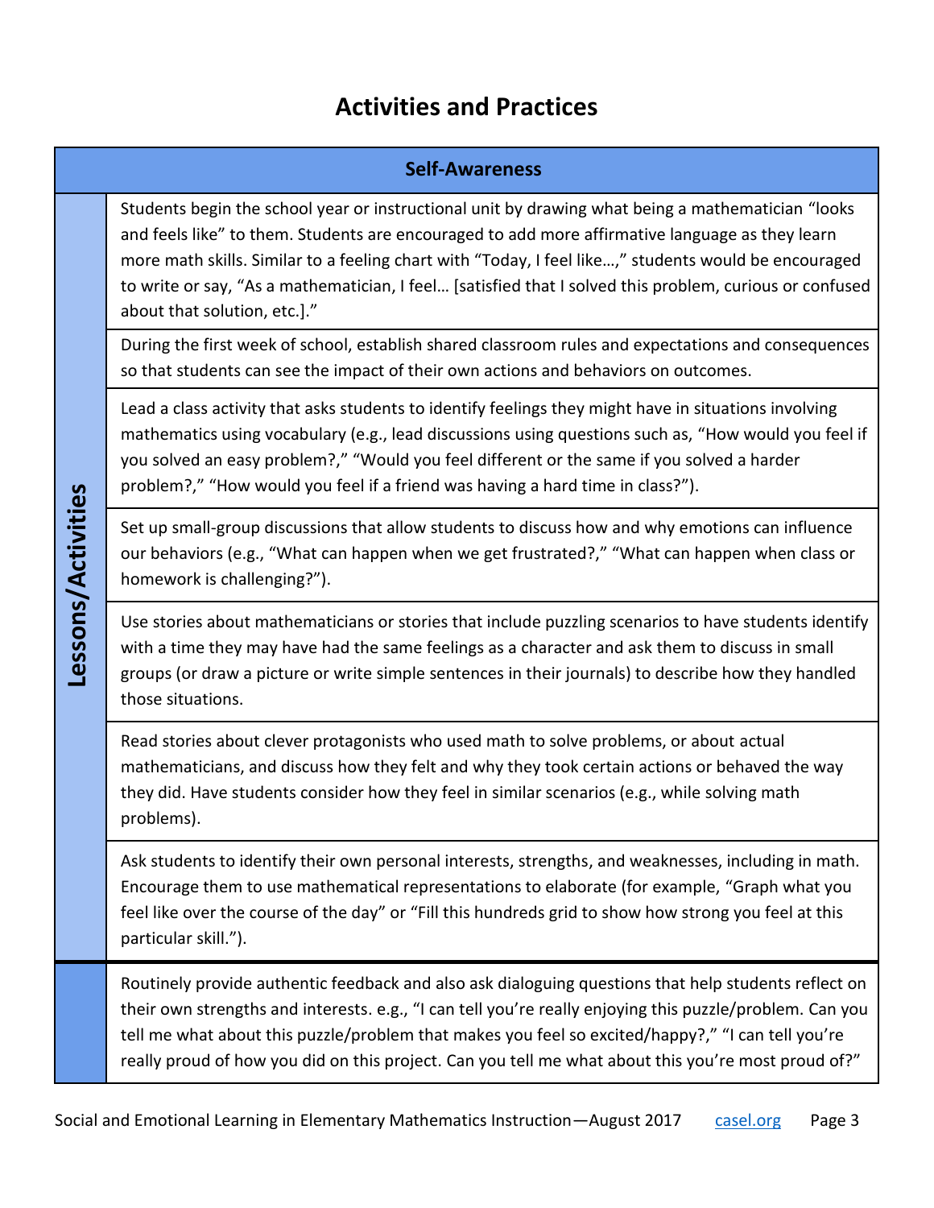# Activities and Practices

| Self-Awareness | |
|---|---|
| **Lessons/Activities** | Students begin the school year or instructional unit by drawing what being a mathematician "looks and feels like" to them. Students are encouraged to add more affirmative language as they learn more math skills. Similar to a feeling chart with "Today, I feel like…," students would be encouraged to write or say, "As a mathematician, I feel… [satisfied that I solved this problem, curious or confused about that solution, etc.]." |
| | During the first week of school, establish shared classroom rules and expectations and consequences so that students can see the impact of their own actions and behaviors on outcomes. |
| | Lead a class activity that asks students to identify feelings they might have in situations involving mathematics using vocabulary (e.g., lead discussions using questions such as, "How would you feel if you solved an easy problem?," "Would you feel different or the same if you solved a harder problem?," "How would you feel if a friend was having a hard time in class?"). |
| | Set up small-group discussions that allow students to discuss how and why emotions can influence our behaviors (e.g., "What can happen when we get frustrated?," "What can happen when class or homework is challenging?"). |
| | Use stories about mathematicians or stories that include puzzling scenarios to have students identify with a time they may have had the same feelings as a character and ask them to discuss in small groups (or draw a picture or write simple sentences in their journals) to describe how they handled those situations. |
| | Read stories about clever protagonists who used math to solve problems, or about actual mathematicians, and discuss how they felt and why they took certain actions or behaved the way they did. Have students consider how they feel in similar scenarios (e.g., while solving math problems). |
| | Ask students to identify their own personal interests, strengths, and weaknesses, including in math. Encourage them to use mathematical representations to elaborate (for example, "Graph what you feel like over the course of the day" or "Fill this hundreds grid to show how strong you feel at this particular skill."). |
| | Routinely provide authentic feedback and also ask dialoguing questions that help students reflect on their own strengths and interests. e.g., "I can tell you're really enjoying this puzzle/problem. Can you tell me what about this puzzle/problem that makes you feel so excited/happy?," "I can tell you're really proud of how you did on this project. Can you tell me what about this you're most proud of?" |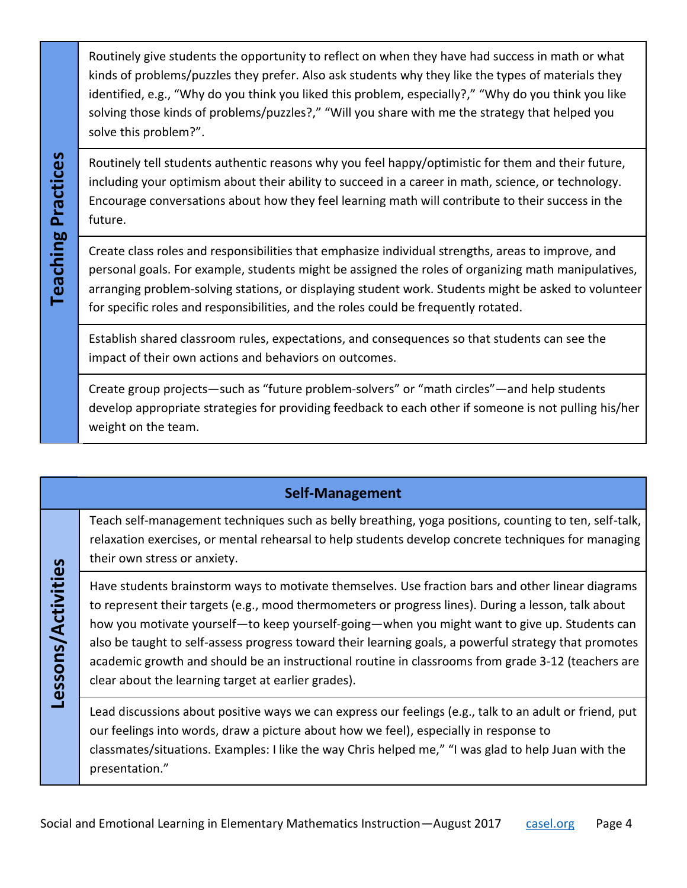| Teaching Practices | |
|---|---|
| | Routinely give students the opportunity to reflect on when they have had success in math or what kinds of problems/puzzles they prefer. Also ask students why they like the types of materials they identified, e.g., "Why do you think you liked this problem, especially?," "Why do you think you like solving those kinds of problems/puzzles?," "Will you share with me the strategy that helped you solve this problem?". |
| | Routinely tell students authentic reasons why you feel happy/optimistic for them and their future, including your optimism about their ability to succeed in a career in math, science, or technology. Encourage conversations about how they feel learning math will contribute to their success in the future. |
| | Create class roles and responsibilities that emphasize individual strengths, areas to improve, and personal goals. For example, students might be assigned the roles of organizing math manipulatives, arranging problem-solving stations, or displaying student work. Students might be asked to volunteer for specific roles and responsibilities, and the roles could be frequently rotated. |
| | Establish shared classroom rules, expectations, and consequences so that students can see the impact of their own actions and behaviors on outcomes. |
| | Create group projects—such as "future problem-solvers" or "math circles"—and help students develop appropriate strategies for providing feedback to each other if someone is not pulling his/her weight on the team. |

| **Self-Management** | |
|---|---|
| **Lessons/Activities** | Teach self-management techniques such as belly breathing, yoga positions, counting to ten, self-talk, relaxation exercises, or mental rehearsal to help students develop concrete techniques for managing their own stress or anxiety. |
| | Have students brainstorm ways to motivate themselves. Use fraction bars and other linear diagrams to represent their targets (e.g., mood thermometers or progress lines). During a lesson, talk about how you motivate yourself—to keep yourself-going—when you might want to give up. Students can also be taught to self-assess progress toward their learning goals, a powerful strategy that promotes academic growth and should be an instructional routine in classrooms from grade 3-12 (teachers are clear about the learning target at earlier grades). |
| | Lead discussions about positive ways we can express our feelings (e.g., talk to an adult or friend, put our feelings into words, draw a picture about how we feel), especially in response to classmates/situations. Examples: I like the way Chris helped me," "I was glad to help Juan with the presentation." |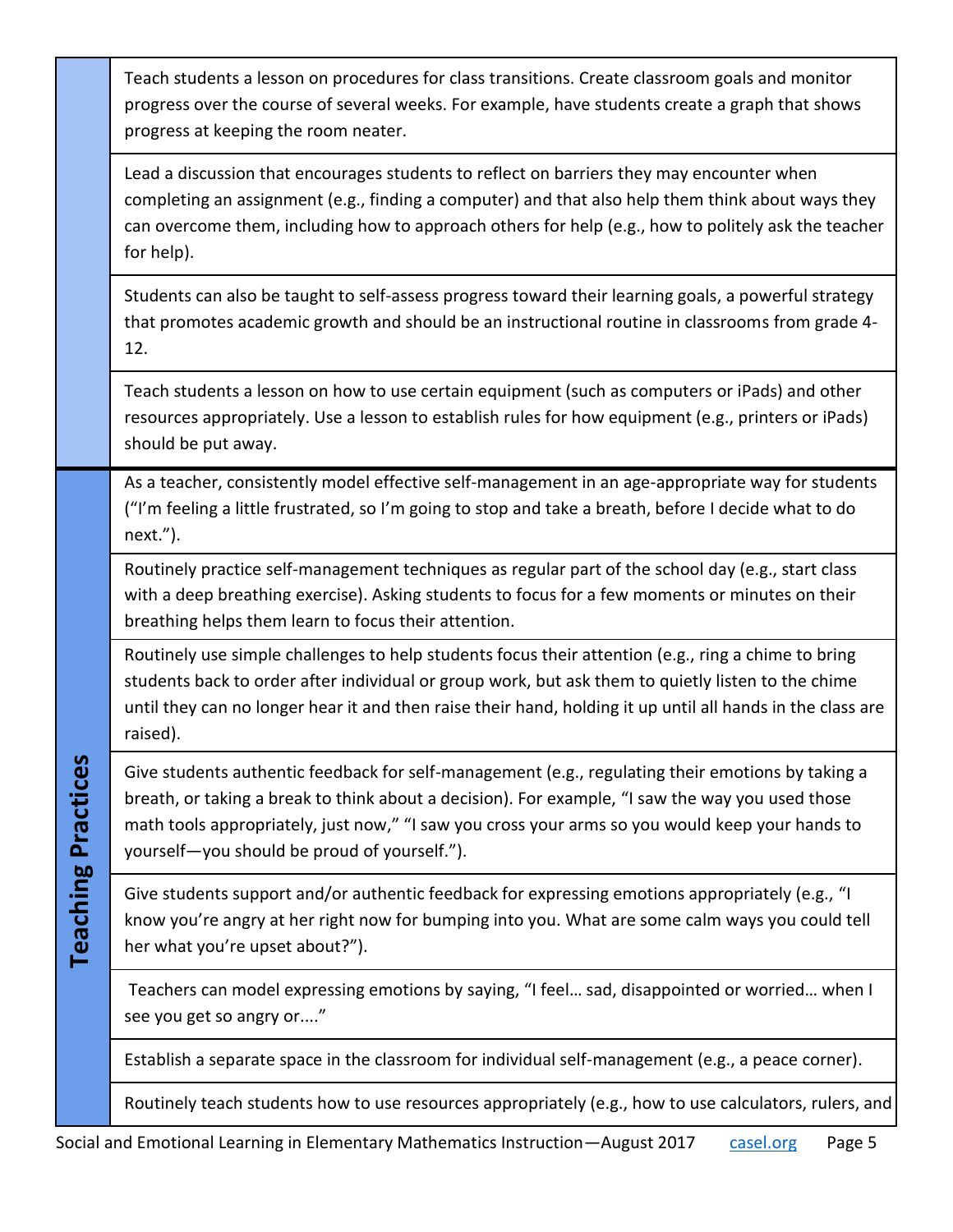| | |
|---|---|
| | Teach students a lesson on procedures for class transitions. Create classroom goals and monitor progress over the course of several weeks. For example, have students create a graph that shows progress at keeping the room neater. |
| | Lead a discussion that encourages students to reflect on barriers they may encounter when completing an assignment (e.g., finding a computer) and that also help them think about ways they can overcome them, including how to approach others for help (e.g., how to politely ask the teacher for help). |
| | Students can also be taught to self-assess progress toward their learning goals, a powerful strategy that promotes academic growth and should be an instructional routine in classrooms from grade 4-12. |
| | Teach students a lesson on how to use certain equipment (such as computers or iPads) and other resources appropriately. Use a lesson to establish rules for how equipment (e.g., printers or iPads) should be put away. |
| **Teaching Practices** | As a teacher, consistently model effective self-management in an age-appropriate way for students ("I'm feeling a little frustrated, so I'm going to stop and take a breath, before I decide what to do next."). |
| | Routinely practice self-management techniques as regular part of the school day (e.g., start class with a deep breathing exercise). Asking students to focus for a few moments or minutes on their breathing helps them learn to focus their attention. |
| | Routinely use simple challenges to help students focus their attention (e.g., ring a chime to bring students back to order after individual or group work, but ask them to quietly listen to the chime until they can no longer hear it and then raise their hand, holding it up until all hands in the class are raised). |
| | Give students authentic feedback for self-management (e.g., regulating their emotions by taking a breath, or taking a break to think about a decision). For example, "I saw the way you used those math tools appropriately, just now," "I saw you cross your arms so you would keep your hands to yourself—you should be proud of yourself."). |
| | Give students support and/or authentic feedback for expressing emotions appropriately (e.g., "I know you're angry at her right now for bumping into you. What are some calm ways you could tell her what you're upset about?"). |
| | Teachers can model expressing emotions by saying, "I feel… sad, disappointed or worried… when I see you get so angry or...." |
| | Establish a separate space in the classroom for individual self-management (e.g., a peace corner). |
| | Routinely teach students how to use resources appropriately (e.g., how to use calculators, rulers, and |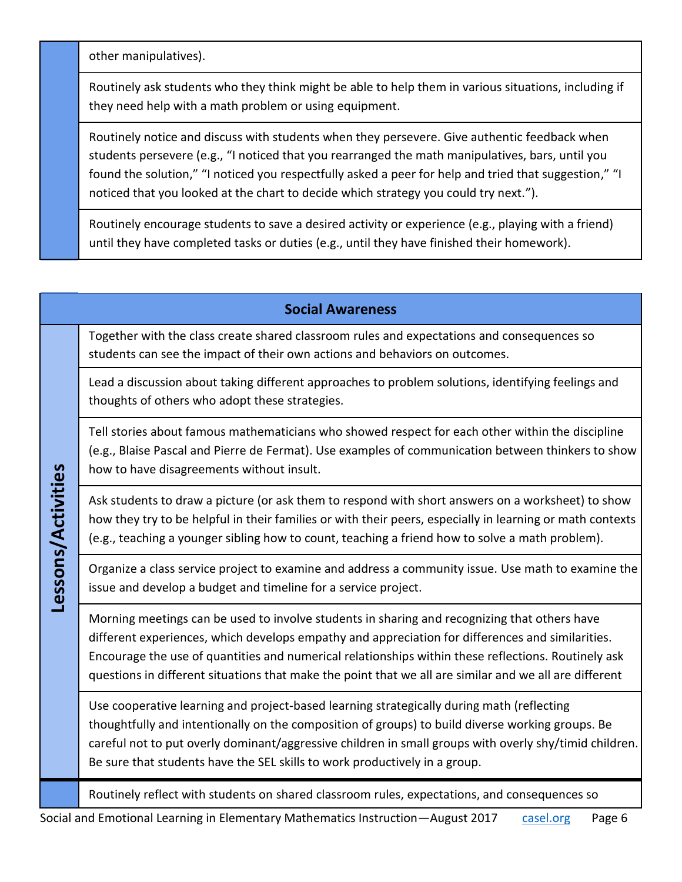| | |
|---|---|
| | other manipulatives). |
| | Routinely ask students who they think might be able to help them in various situations, including if they need help with a math problem or using equipment. |
| | Routinely notice and discuss with students when they persevere. Give authentic feedback when students persevere (e.g., "I noticed that you rearranged the math manipulatives, bars, until you found the solution," "I noticed you respectfully asked a peer for help and tried that suggestion," "I noticed that you looked at the chart to decide which strategy you could try next."). |
| | Routinely encourage students to save a desired activity or experience (e.g., playing with a friend) until they have completed tasks or duties (e.g., until they have finished their homework). |

| **Social Awareness** | |
|---|---|
| **Lessons/Activities** | Together with the class create shared classroom rules and expectations and consequences so students can see the impact of their own actions and behaviors on outcomes. |
| | Lead a discussion about taking different approaches to problem solutions, identifying feelings and thoughts of others who adopt these strategies. |
| | Tell stories about famous mathematicians who showed respect for each other within the discipline (e.g., Blaise Pascal and Pierre de Fermat). Use examples of communication between thinkers to show how to have disagreements without insult. |
| | Ask students to draw a picture (or ask them to respond with short answers on a worksheet) to show how they try to be helpful in their families or with their peers, especially in learning or math contexts (e.g., teaching a younger sibling how to count, teaching a friend how to solve a math problem). |
| | Organize a class service project to examine and address a community issue. Use math to examine the issue and develop a budget and timeline for a service project. |
| | Morning meetings can be used to involve students in sharing and recognizing that others have different experiences, which develops empathy and appreciation for differences and similarities. Encourage the use of quantities and numerical relationships within these reflections. Routinely ask questions in different situations that make the point that we all are similar and we all are different |
| | Use cooperative learning and project-based learning strategically during math (reflecting thoughtfully and intentionally on the composition of groups) to build diverse working groups. Be careful not to put overly dominant/aggressive children in small groups with overly shy/timid children. Be sure that students have the SEL skills to work productively in a group. |
| | Routinely reflect with students on shared classroom rules, expectations, and consequences so |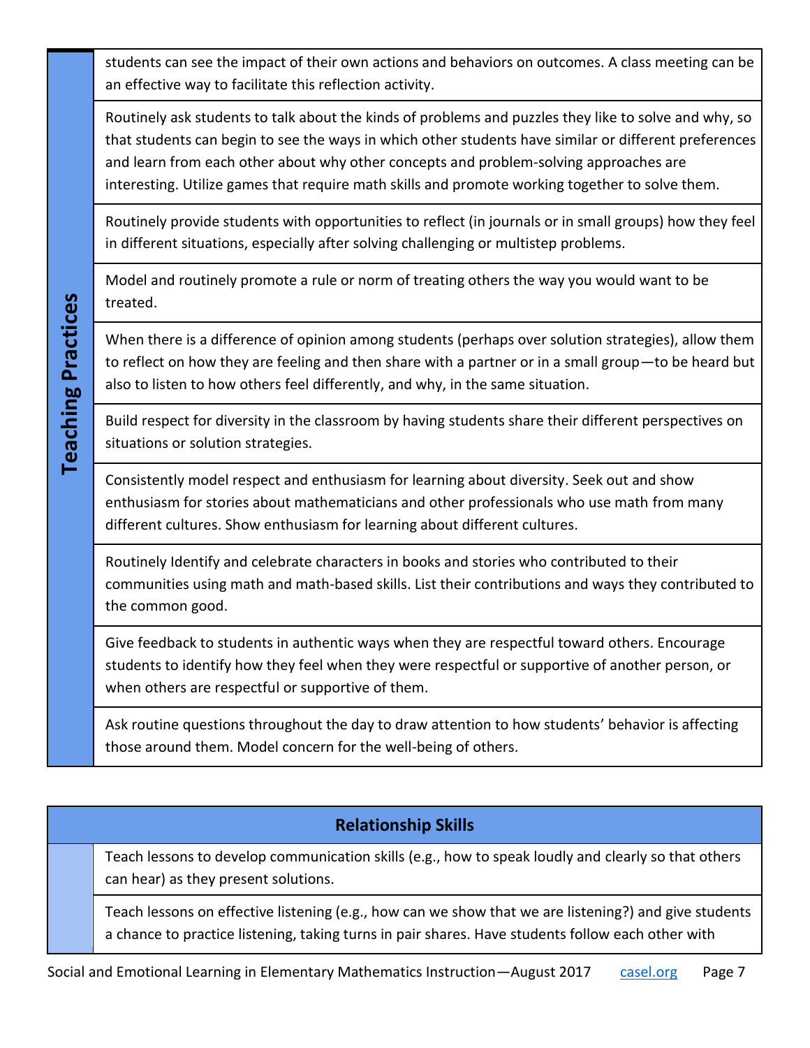| Teaching Practices | |
|---|---|
| | students can see the impact of their own actions and behaviors on outcomes. A class meeting can be an effective way to facilitate this reflection activity. |
| | Routinely ask students to talk about the kinds of problems and puzzles they like to solve and why, so that students can begin to see the ways in which other students have similar or different preferences and learn from each other about why other concepts and problem-solving approaches are interesting. Utilize games that require math skills and promote working together to solve them. |
| | Routinely provide students with opportunities to reflect (in journals or in small groups) how they feel in different situations, especially after solving challenging or multistep problems. |
| | Model and routinely promote a rule or norm of treating others the way you would want to be treated. |
| | When there is a difference of opinion among students (perhaps over solution strategies), allow them to reflect on how they are feeling and then share with a partner or in a small group—to be heard but also to listen to how others feel differently, and why, in the same situation. |
| | Build respect for diversity in the classroom by having students share their different perspectives on situations or solution strategies. |
| | Consistently model respect and enthusiasm for learning about diversity. Seek out and show enthusiasm for stories about mathematicians and other professionals who use math from many different cultures. Show enthusiasm for learning about different cultures. |
| | Routinely Identify and celebrate characters in books and stories who contributed to their communities using math and math-based skills. List their contributions and ways they contributed to the common good. |
| | Give feedback to students in authentic ways when they are respectful toward others. Encourage students to identify how they feel when they were respectful or supportive of another person, or when others are respectful or supportive of them. |
| | Ask routine questions throughout the day to draw attention to how students' behavior is affecting those around them. Model concern for the well-being of others. |

| Relationship Skills | |
|---|---|
| | Teach lessons to develop communication skills (e.g., how to speak loudly and clearly so that others can hear) as they present solutions. |
| | Teach lessons on effective listening (e.g., how can we show that we are listening?) and give students a chance to practice listening, taking turns in pair shares. Have students follow each other with |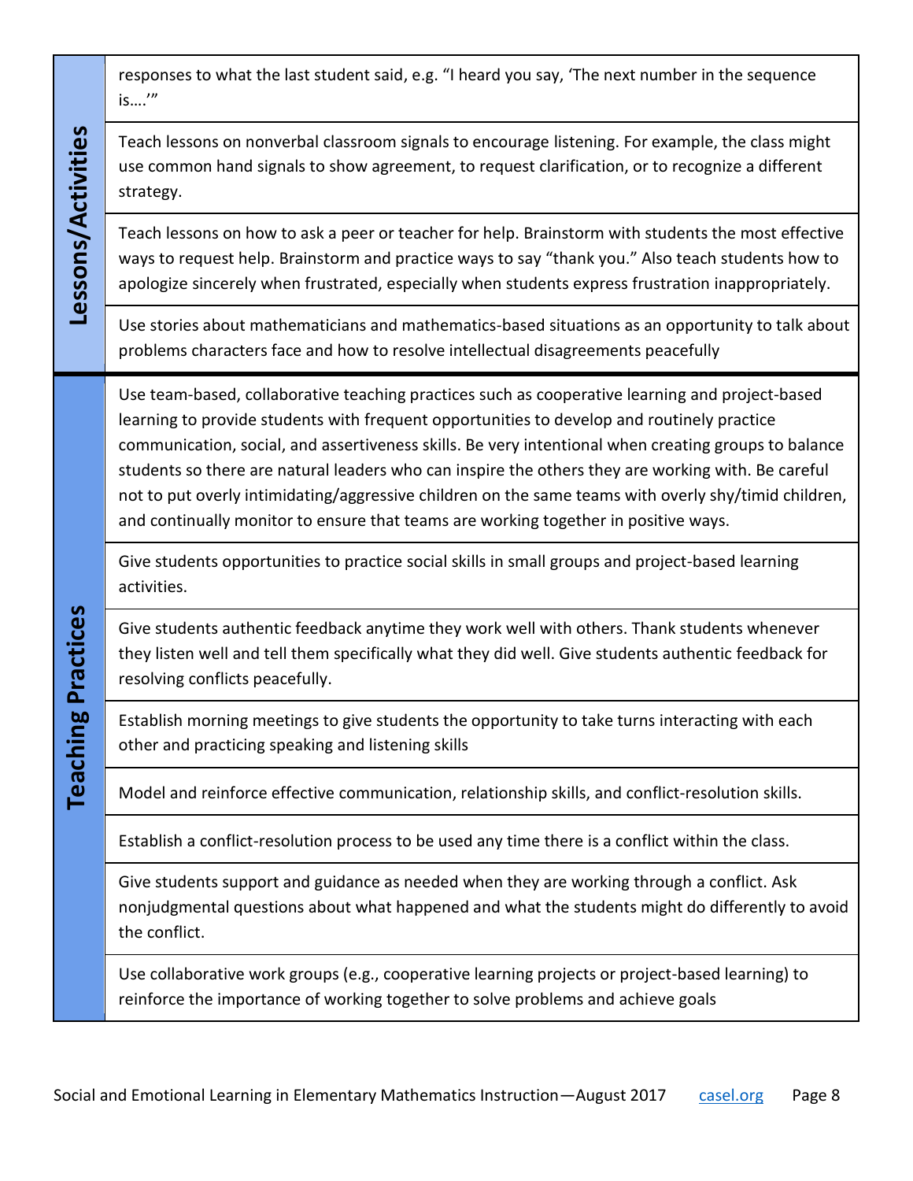| | |
|---|---|
| **Lessons/Activities** | responses to what the last student said, e.g. "I heard you say, 'The next number in the sequence is….'" |
| | Teach lessons on nonverbal classroom signals to encourage listening. For example, the class might use common hand signals to show agreement, to request clarification, or to recognize a different strategy. |
| | Teach lessons on how to ask a peer or teacher for help. Brainstorm with students the most effective ways to request help. Brainstorm and practice ways to say "thank you." Also teach students how to apologize sincerely when frustrated, especially when students express frustration inappropriately. |
| | Use stories about mathematicians and mathematics-based situations as an opportunity to talk about problems characters face and how to resolve intellectual disagreements peacefully |
| **Teaching Practices** | Use team-based, collaborative teaching practices such as cooperative learning and project-based learning to provide students with frequent opportunities to develop and routinely practice communication, social, and assertiveness skills. Be very intentional when creating groups to balance students so there are natural leaders who can inspire the others they are working with. Be careful not to put overly intimidating/aggressive children on the same teams with overly shy/timid children, and continually monitor to ensure that teams are working together in positive ways. |
| | Give students opportunities to practice social skills in small groups and project-based learning activities. |
| | Give students authentic feedback anytime they work well with others. Thank students whenever they listen well and tell them specifically what they did well. Give students authentic feedback for resolving conflicts peacefully. |
| | Establish morning meetings to give students the opportunity to take turns interacting with each other and practicing speaking and listening skills |
| | Model and reinforce effective communication, relationship skills, and conflict-resolution skills. |
| | Establish a conflict-resolution process to be used any time there is a conflict within the class. |
| | Give students support and guidance as needed when they are working through a conflict. Ask nonjudgmental questions about what happened and what the students might do differently to avoid the conflict. |
| | Use collaborative work groups (e.g., cooperative learning projects or project-based learning) to reinforce the importance of working together to solve problems and achieve goals |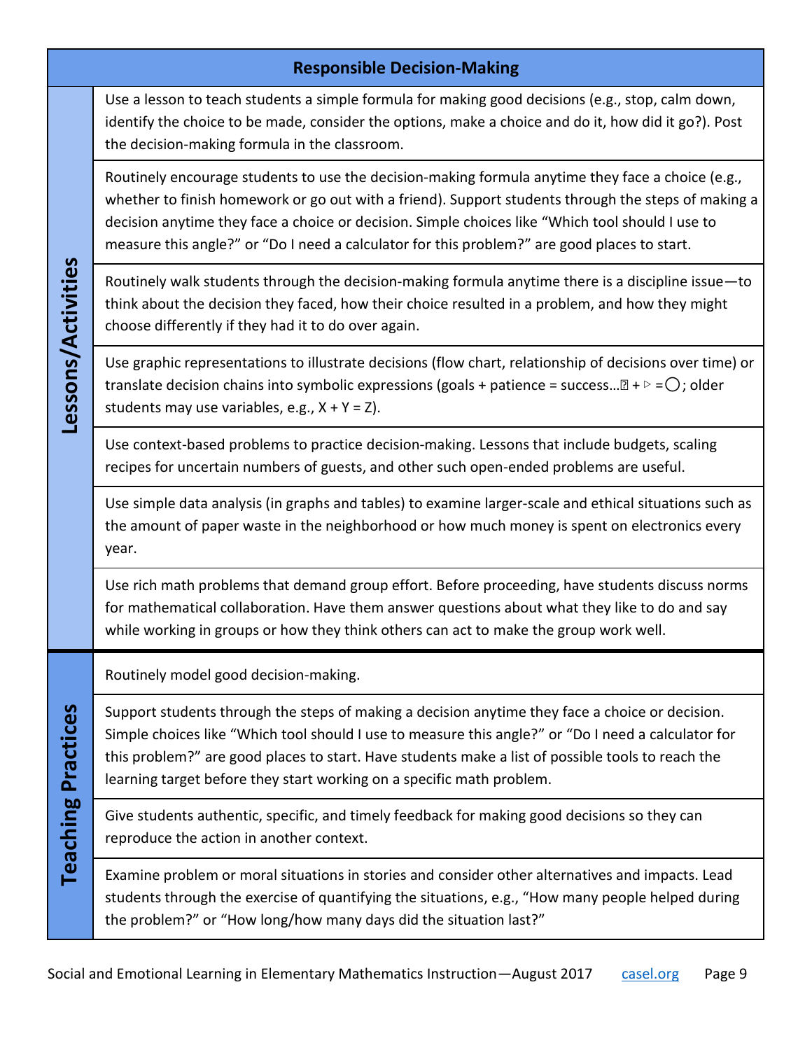| Responsible Decision-Making | |
|---|---|
| Lessons/Activities | Use a lesson to teach students a simple formula for making good decisions (e.g., stop, calm down, identify the choice to be made, consider the options, make a choice and do it, how did it go?). Post the decision-making formula in the classroom. |
| | Routinely encourage students to use the decision-making formula anytime they face a choice (e.g., whether to finish homework or go out with a friend). Support students through the steps of making a decision anytime they face a choice or decision. Simple choices like "Which tool should I use to measure this angle?" or "Do I need a calculator for this problem?" are good places to start. |
| | Routinely walk students through the decision-making formula anytime there is a discipline issue—to think about the decision they faced, how their choice resulted in a problem, and how they might choose differently if they had it to do over again. |
| | Use graphic representations to illustrate decisions (flow chart, relationship of decisions over time) or translate decision chains into symbolic expressions (goals + patience = success…□ + ▷ = ◯; older students may use variables, e.g., X + Y = Z). |
| | Use context-based problems to practice decision-making. Lessons that include budgets, scaling recipes for uncertain numbers of guests, and other such open-ended problems are useful. |
| | Use simple data analysis (in graphs and tables) to examine larger-scale and ethical situations such as the amount of paper waste in the neighborhood or how much money is spent on electronics every year. |
| | Use rich math problems that demand group effort. Before proceeding, have students discuss norms for mathematical collaboration. Have them answer questions about what they like to do and say while working in groups or how they think others can act to make the group work well. |
| Teaching Practices | Routinely model good decision-making. |
| | Support students through the steps of making a decision anytime they face a choice or decision. Simple choices like "Which tool should I use to measure this angle?" or "Do I need a calculator for this problem?" are good places to start. Have students make a list of possible tools to reach the learning target before they start working on a specific math problem. |
| | Give students authentic, specific, and timely feedback for making good decisions so they can reproduce the action in another context. |
| | Examine problem or moral situations in stories and consider other alternatives and impacts. Lead students through the exercise of quantifying the situations, e.g., "How many people helped during the problem?" or "How long/how many days did the situation last?" |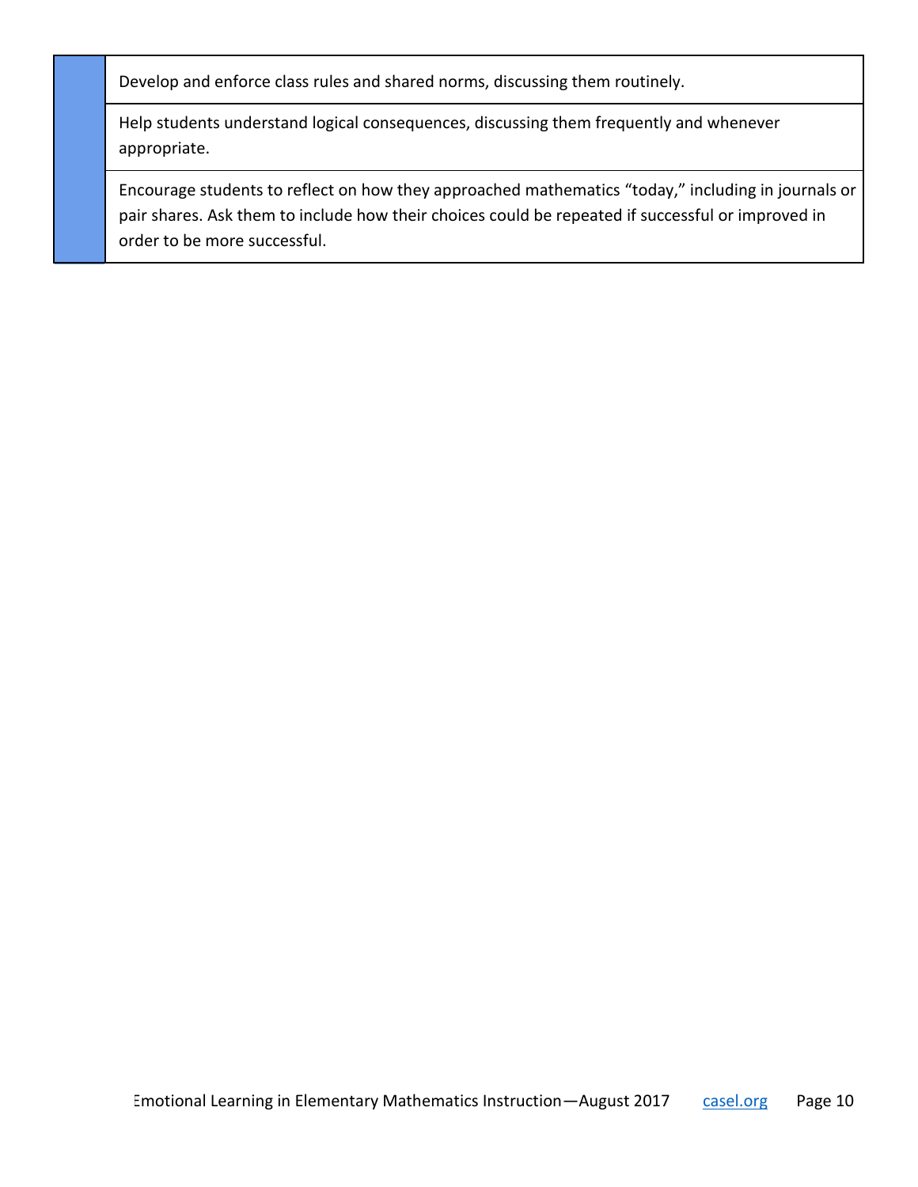| | |
|---|---|
| | Develop and enforce class rules and shared norms, discussing them routinely. |
| | Help students understand logical consequences, discussing them frequently and whenever appropriate. |
| | Encourage students to reflect on how they approached mathematics "today," including in journals or pair shares. Ask them to include how their choices could be repeated if successful or improved in order to be more successful. |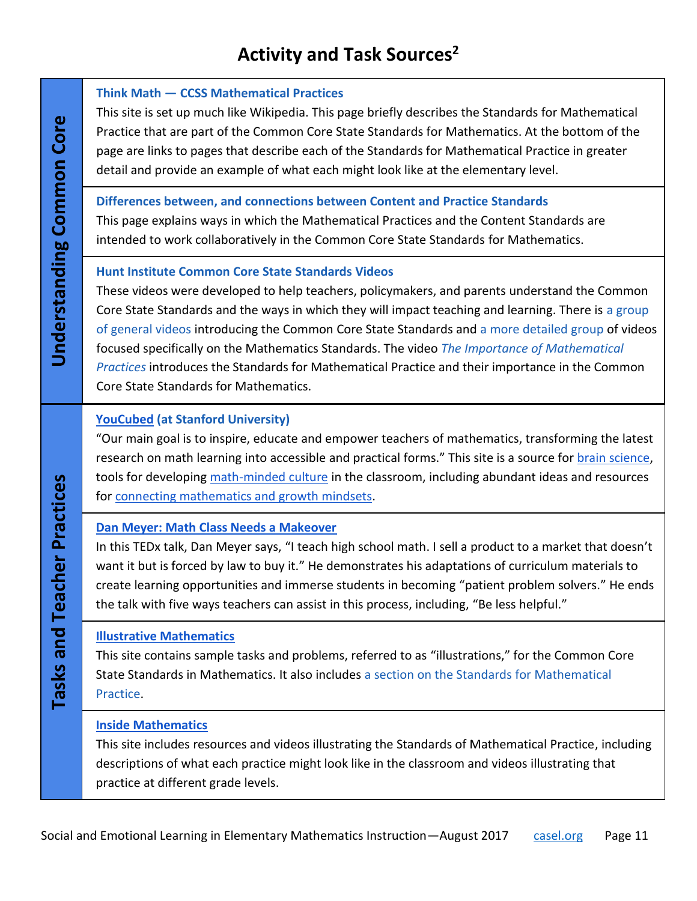# Activity and Task Sources[2]

## Understanding Common Core

### Think Math — CCSS Mathematical Practices

This site is set up much like Wikipedia. This page briefly describes the Standards for Mathematical Practice that are part of the Common Core State Standards for Mathematics. At the bottom of the page are links to pages that describe each of the Standards for Mathematical Practice in greater detail and provide an example of what each might look like at the elementary level.

### Differences between, and connections between Content and Practice Standards

This page explains ways in which the Mathematical Practices and the Content Standards are intended to work collaboratively in the Common Core State Standards for Mathematics.

### Hunt Institute Common Core State Standards Videos

These videos were developed to help teachers, policymakers, and parents understand the Common Core State Standards and the ways in which they will impact teaching and learning. There is a group of general videos introducing the Common Core State Standards and a more detailed group of videos focused specifically on the Mathematics Standards. The video *The Importance of Mathematical Practices* introduces the Standards for Mathematical Practice and their importance in the Common Core State Standards for Mathematics.

## Tasks and Teacher Practices

### YouCubed (at Stanford University)

"Our main goal is to inspire, educate and empower teachers of mathematics, transforming the latest research on math learning into accessible and practical forms." This site is a source for brain science, tools for developing math-minded culture in the classroom, including abundant ideas and resources for connecting mathematics and growth mindsets.

### Dan Meyer: Math Class Needs a Makeover

In this TEDx talk, Dan Meyer says, "I teach high school math. I sell a product to a market that doesn't want it but is forced by law to buy it." He demonstrates his adaptations of curriculum materials to create learning opportunities and immerse students in becoming "patient problem solvers." He ends the talk with five ways teachers can assist in this process, including, "Be less helpful."

### Illustrative Mathematics

This site contains sample tasks and problems, referred to as "illustrations," for the Common Core State Standards in Mathematics. It also includes a section on the Standards for Mathematical Practice.

### Inside Mathematics

This site includes resources and videos illustrating the Standards of Mathematical Practice, including descriptions of what each practice might look like in the classroom and videos illustrating that practice at different grade levels.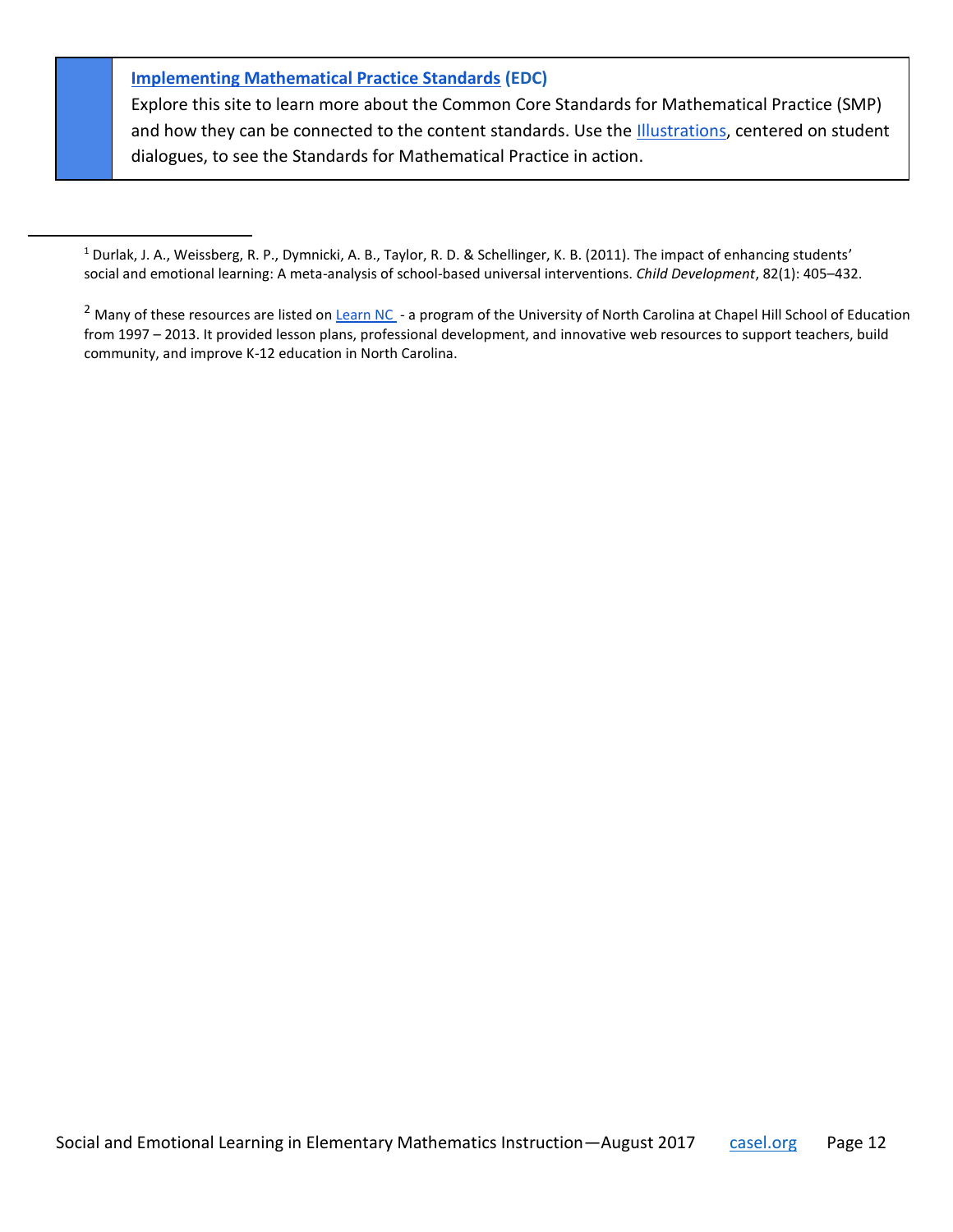**Implementing Mathematical Practice Standards (EDC)**

Explore this site to learn more about the Common Core Standards for Mathematical Practice (SMP) and how they can be connected to the content standards. Use the Illustrations, centered on student dialogues, to see the Standards for Mathematical Practice in action.

---

[1] Durlak, J. A., Weissberg, R. P., Dymnicki, A. B., Taylor, R. D. & Schellinger, K. B. (2011). The impact of enhancing students' social and emotional learning: A meta-analysis of school-based universal interventions. *Child Development*, 82(1): 405–432.

[2] Many of these resources are listed on Learn NC - a program of the University of North Carolina at Chapel Hill School of Education from 1997 – 2013. It provided lesson plans, professional development, and innovative web resources to support teachers, build community, and improve K-12 education in North Carolina.